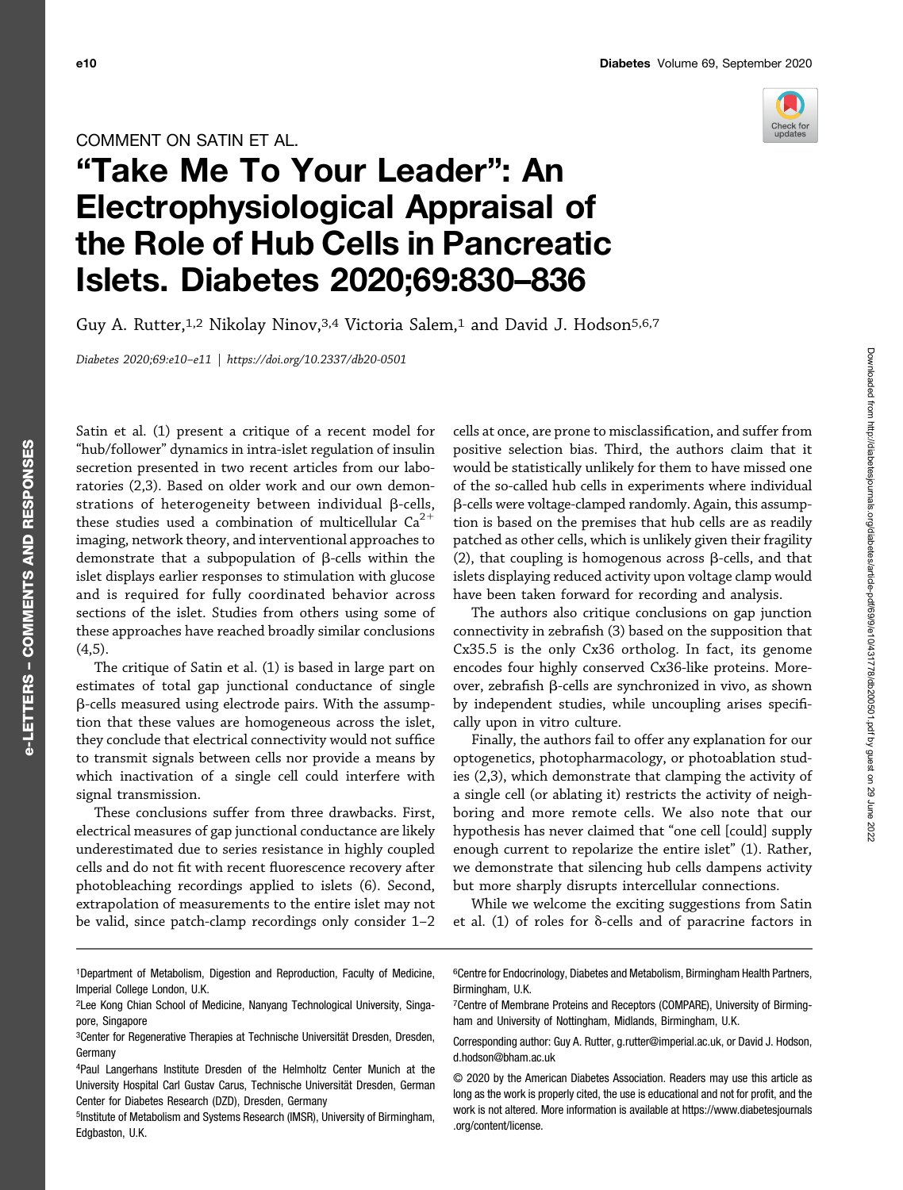COMMENT ON SATIN ET AL.

# "Take Me To Your Leader": An Electrophysiological Appraisal of the Role of Hub Cells in Pancreatic Islets. Diabetes 2020;69:830–836

Guy A. Rutter,[1,2] Nikolay Ninov,[3,4] Victoria Salem,[1] and David J. Hodson[5,6,7]

*Diabetes 2020;69:e10–e11 | https://doi.org/10.2337/db20-0501*

Satin et al. (1) present a critique of a recent model for "hub/follower" dynamics in intra-islet regulation of insulin secretion presented in two recent articles from our laboratories (2,3). Based on older work and our own demonstrations of heterogeneity between individual β-cells, these studies used a combination of multicellular $Ca^{2+}$ imaging, network theory, and interventional approaches to demonstrate that a subpopulation of β-cells within the islet displays earlier responses to stimulation with glucose and is required for fully coordinated behavior across sections of the islet. Studies from others using some of these approaches have reached broadly similar conclusions (4,5).

The critique of Satin et al. (1) is based in large part on estimates of total gap junctional conductance of single β-cells measured using electrode pairs. With the assumption that these values are homogeneous across the islet, they conclude that electrical connectivity would not suffice to transmit signals between cells nor provide a means by which inactivation of a single cell could interfere with signal transmission.

These conclusions suffer from three drawbacks. First, electrical measures of gap junctional conductance are likely underestimated due to series resistance in highly coupled cells and do not fit with recent fluorescence recovery after photobleaching recordings applied to islets (6). Second, extrapolation of measurements to the entire islet may not be valid, since patch-clamp recordings only consider 1–2 cells at once, are prone to misclassification, and suffer from positive selection bias. Third, the authors claim that it would be statistically unlikely for them to have missed one of the so-called hub cells in experiments where individual β-cells were voltage-clamped randomly. Again, this assumption is based on the premises that hub cells are as readily patched as other cells, which is unlikely given their fragility (2), that coupling is homogenous across β-cells, and that islets displaying reduced activity upon voltage clamp would have been taken forward for recording and analysis.

The authors also critique conclusions on gap junction connectivity in zebrafish (3) based on the supposition that Cx35.5 is the only Cx36 ortholog. In fact, its genome encodes four highly conserved Cx36-like proteins. Moreover, zebrafish β-cells are synchronized in vivo, as shown by independent studies, while uncoupling arises specifically upon in vitro culture.

Finally, the authors fail to offer any explanation for our optogenetics, photopharmacology, or photoablation studies (2,3), which demonstrate that clamping the activity of a single cell (or ablating it) restricts the activity of neighboring and more remote cells. We also note that our hypothesis has never claimed that "one cell [could] supply enough current to repolarize the entire islet" (1). Rather, we demonstrate that silencing hub cells dampens activity but more sharply disrupts intercellular connections.

While we welcome the exciting suggestions from Satin et al. (1) of roles for δ-cells and of paracrine factors in

---

[1]Department of Metabolism, Digestion and Reproduction, Faculty of Medicine, Imperial College London, U.K.

[2]Lee Kong Chian School of Medicine, Nanyang Technological University, Singapore, Singapore

[3]Center for Regenerative Therapies at Technische Universität Dresden, Dresden, Germany

[4]Paul Langerhans Institute Dresden of the Helmholtz Center Munich at the University Hospital Carl Gustav Carus, Technische Universität Dresden, German Center for Diabetes Research (DZD), Dresden, Germany

[5]Institute of Metabolism and Systems Research (IMSR), University of Birmingham, Edgbaston, U.K.

[6]Centre for Endocrinology, Diabetes and Metabolism, Birmingham Health Partners, Birmingham, U.K.

[7]Centre of Membrane Proteins and Receptors (COMPARE), University of Birmingham and University of Nottingham, Midlands, Birmingham, U.K.

Corresponding author: Guy A. Rutter, g.rutter@imperial.ac.uk, or David J. Hodson, d.hodson@bham.ac.uk

© 2020 by the American Diabetes Association. Readers may use this article as long as the work is properly cited, the use is educational and not for profit, and the work is not altered. More information is available at https://www.diabetesjournals.org/content/license.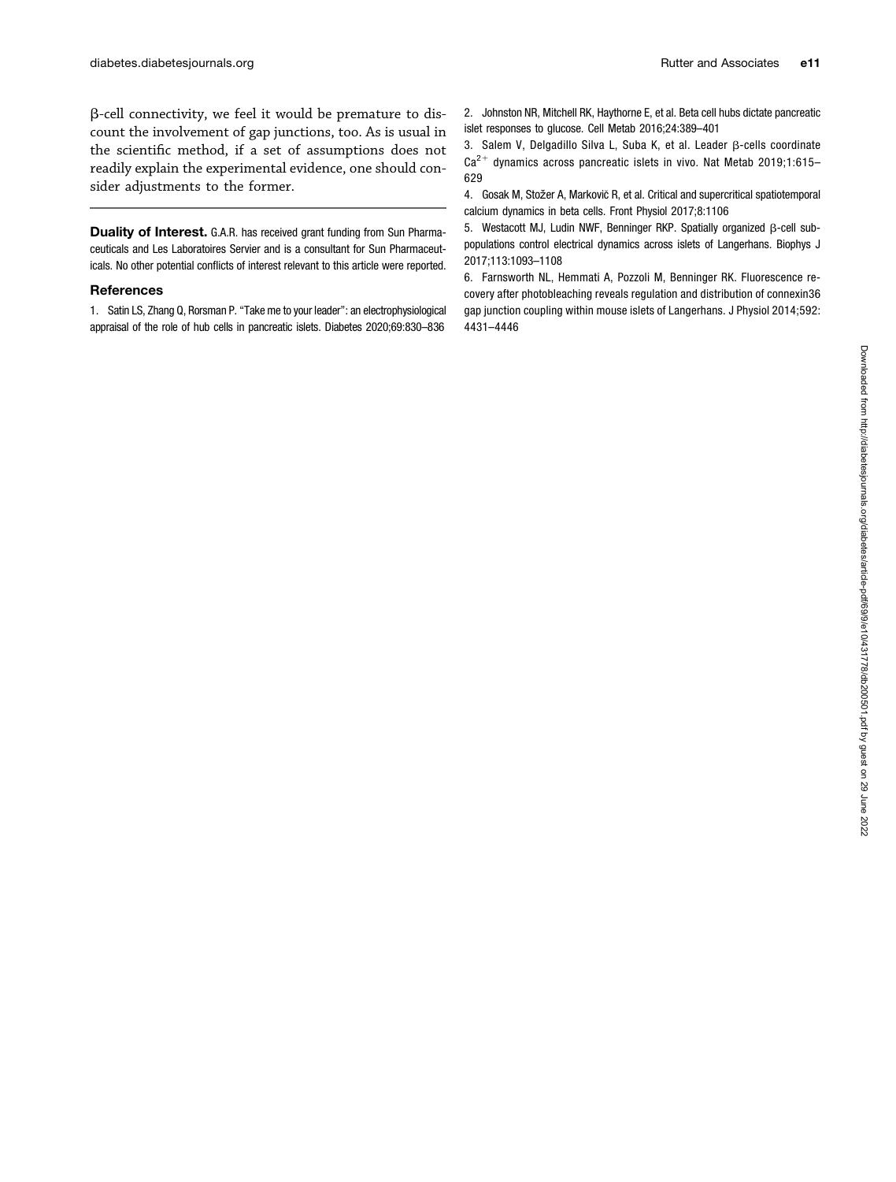β-cell connectivity, we feel it would be premature to discount the involvement of gap junctions, too. As is usual in the scientific method, if a set of assumptions does not readily explain the experimental evidence, one should consider adjustments to the former.

**Duality of Interest.** G.A.R. has received grant funding from Sun Pharmaceuticals and Les Laboratoires Servier and is a consultant for Sun Pharmaceuticals. No other potential conflicts of interest relevant to this article were reported.

## References

1. Satin LS, Zhang Q, Rorsman P. "Take me to your leader": an electrophysiological appraisal of the role of hub cells in pancreatic islets. Diabetes 2020;69:830–836
2. Johnston NR, Mitchell RK, Haythorne E, et al. Beta cell hubs dictate pancreatic islet responses to glucose. Cell Metab 2016;24:389–401
3. Salem V, Delgadillo Silva L, Suba K, et al. Leader β-cells coordinate $Ca^{2+}$ dynamics across pancreatic islets in vivo. Nat Metab 2019;1:615–629
4. Gosak M, Stožer A, Marković R, et al. Critical and supercritical spatiotemporal calcium dynamics in beta cells. Front Physiol 2017;8:1106
5. Westacott MJ, Ludin NWF, Benninger RKP. Spatially organized β-cell subpopulations control electrical dynamics across islets of Langerhans. Biophys J 2017;113:1093–1108
6. Farnsworth NL, Hemmati A, Pozzoli M, Benninger RK. Fluorescence recovery after photobleaching reveals regulation and distribution of connexin36 gap junction coupling within mouse islets of Langerhans. J Physiol 2014;592: 4431–4446